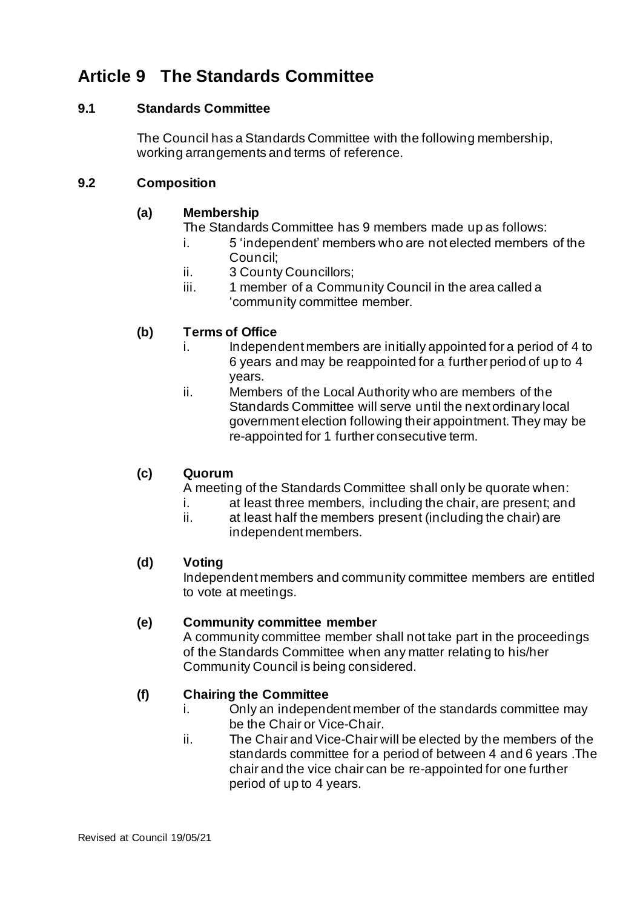# Article 9 The Standards Committee

## 9.1 Standards Committee

The Council has a Standards Committee with the following membership, working arrangements and terms of reference.

## 9.2 Composition

### (a) Membership

The Standards Committee has 9 members made up as follows:

i. 5 'independent' members who are not elected members of the Council;
ii. 3 County Councillors;
iii. 1 member of a Community Council in the area called a 'community committee member.

### (b) Terms of Office

i. Independent members are initially appointed for a period of 4 to 6 years and may be reappointed for a further period of up to 4 years.
ii. Members of the Local Authority who are members of the Standards Committee will serve until the next ordinary local government election following their appointment. They may be re-appointed for 1 further consecutive term.

### (c) Quorum

A meeting of the Standards Committee shall only be quorate when:

i. at least three members, including the chair, are present; and
ii. at least half the members present (including the chair) are independent members.

### (d) Voting

Independent members and community committee members are entitled to vote at meetings.

### (e) Community committee member

A community committee member shall not take part in the proceedings of the Standards Committee when any matter relating to his/her Community Council is being considered.

### (f) Chairing the Committee

i. Only an independent member of the standards committee may be the Chair or Vice-Chair.
ii. The Chair and Vice-Chair will be elected by the members of the standards committee for a period of between 4 and 6 years .The chair and the vice chair can be re-appointed for one further period of up to 4 years.

Revised at Council 19/05/21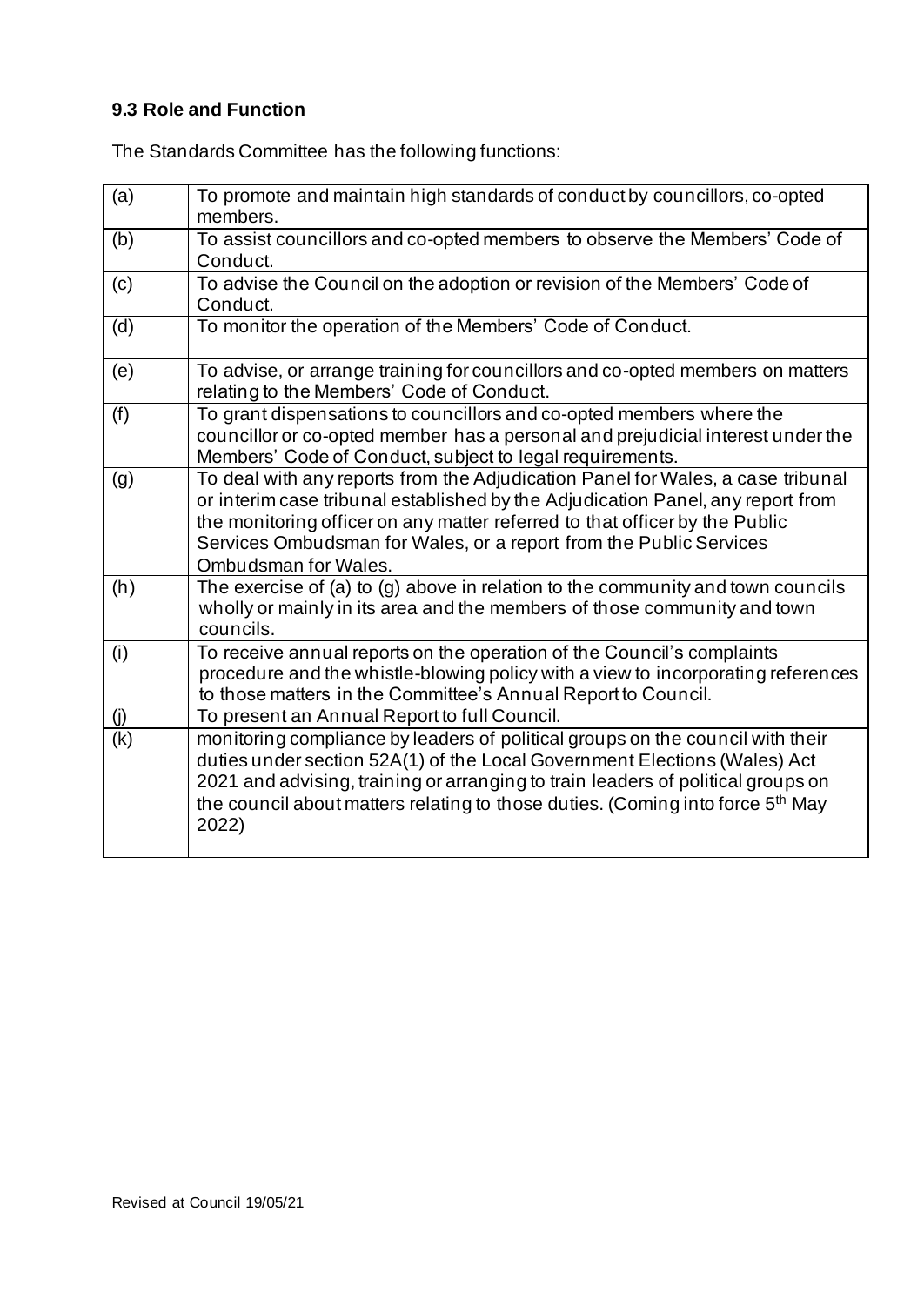### 9.3 Role and Function

The Standards Committee has the following functions:

| | |
|---|---|
| (a) | To promote and maintain high standards of conduct by councillors, co-opted members. |
| (b) | To assist councillors and co-opted members to observe the Members' Code of Conduct. |
| (c) | To advise the Council on the adoption or revision of the Members' Code of Conduct. |
| (d) | To monitor the operation of the Members' Code of Conduct. |
| (e) | To advise, or arrange training for councillors and co-opted members on matters relating to the Members' Code of Conduct. |
| (f) | To grant dispensations to councillors and co-opted members where the councillor or co-opted member has a personal and prejudicial interest under the Members' Code of Conduct, subject to legal requirements. |
| (g) | To deal with any reports from the Adjudication Panel for Wales, a case tribunal or interim case tribunal established by the Adjudication Panel, any report from the monitoring officer on any matter referred to that officer by the Public Services Ombudsman for Wales, or a report from the Public Services Ombudsman for Wales. |
| (h) | The exercise of (a) to (g) above in relation to the community and town councils wholly or mainly in its area and the members of those community and town councils. |
| (i) | To receive annual reports on the operation of the Council's complaints procedure and the whistle-blowing policy with a view to incorporating references to those matters in the Committee's Annual Report to Council. |
| (j) | To present an Annual Report to full Council. |
| (k) | monitoring compliance by leaders of political groups on the council with their duties under section 52A(1) of the Local Government Elections (Wales) Act 2021 and advising, training or arranging to train leaders of political groups on the council about matters relating to those duties. (Coming into force 5th May 2022) |

Revised at Council 19/05/21